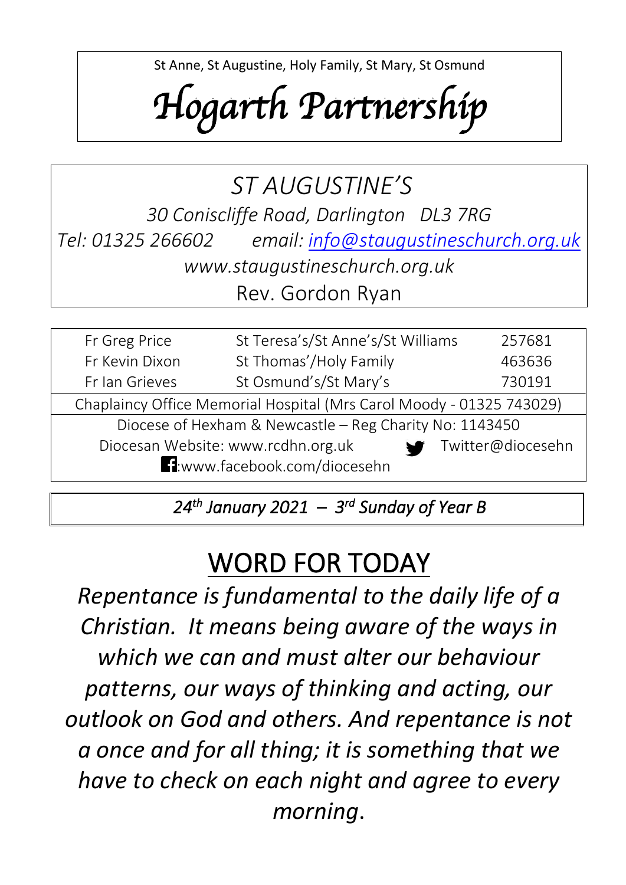St Anne, St Augustine, Holy Family, St Mary, St Osmund

# *Hogarth Partnership*

## *ST AUGUSTINE'S*

*30 Coniscliffe Road, Darlington DL3 7RG*

*Tel: 01325 266602 email: info@staugustineschurch.org.uk*

*www.staugustineschurch.org.uk*

Rev. Gordon Ryan

| | | |
|---|---|---|
| Fr Greg Price | St Teresa's/St Anne's/St Williams | 257681 |
| Fr Kevin Dixon | St Thomas'/Holy Family | 463636 |
| Fr Ian Grieves | St Osmund's/St Mary's | 730191 |

Chaplaincy Office Memorial Hospital (Mrs Carol Moody - 01325 743029)

Diocese of Hexham & Newcastle – Reg Charity No: 1143450

Diocesan Website: www.rcdhn.org.uk Twitter@diocesehn

:www.facebook.com/diocesehn

***24th January 2021 – 3rd Sunday of Year B***

# WORD FOR TODAY

*Repentance is fundamental to the daily life of a Christian. It means being aware of the ways in which we can and must alter our behaviour patterns, our ways of thinking and acting, our outlook on God and others. And repentance is not a once and for all thing; it is something that we have to check on each night and agree to every morning.*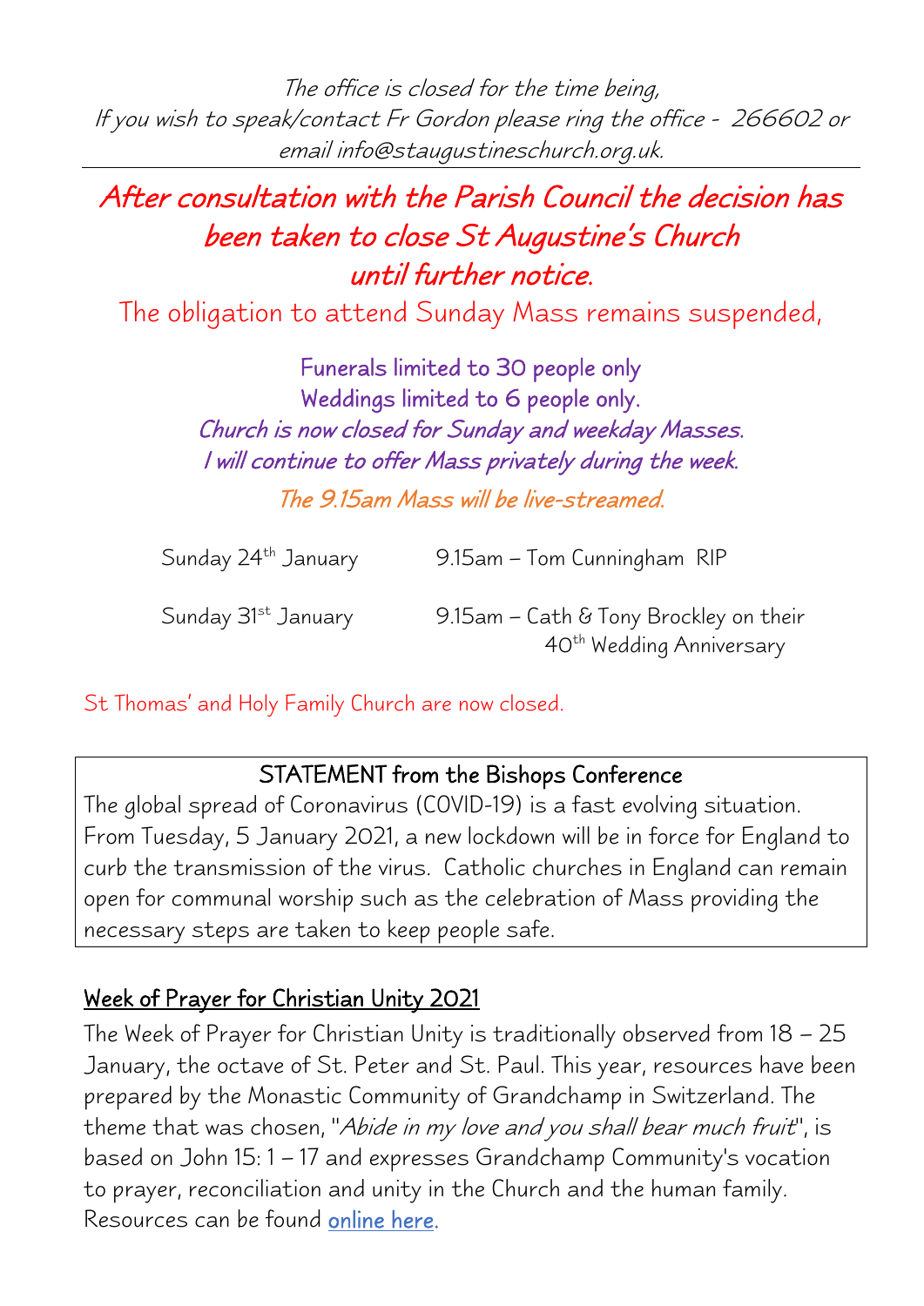*The office is closed for the time being,*
*If you wish to speak/contact Fr Gordon please ring the office - 266602 or email info@staugustineschurch.org.uk.*

---

## *After consultation with the Parish Council the decision has been taken to close St Augustine's Church until further notice.*

The obligation to attend Sunday Mass remains suspended,

Funerals limited to 30 people only
Weddings limited to 6 people only.
*Church is now closed for Sunday and weekday Masses.*
*I will continue to offer Mass privately during the week.*

*The 9.15am Mass will be live-streamed.*

| | |
|---|---|
| Sunday 24th January | 9.15am – Tom Cunningham RIP |
| Sunday 31st January | 9.15am – Cath & Tony Brockley on their 40th Wedding Anniversary |

St Thomas' and Holy Family Church are now closed.

**STATEMENT from the Bishops Conference**

The global spread of Coronavirus (COVID-19) is a fast evolving situation. From Tuesday, 5 January 2021, a new lockdown will be in force for England to curb the transmission of the virus. Catholic churches in England can remain open for communal worship such as the celebration of Mass providing the necessary steps are taken to keep people safe.

## Week of Prayer for Christian Unity 2021

The Week of Prayer for Christian Unity is traditionally observed from 18 – 25 January, the octave of St. Peter and St. Paul. This year, resources have been prepared by the Monastic Community of Grandchamp in Switzerland. The theme that was chosen, "*Abide in my love and you shall bear much fruit*", is based on John 15: 1 – 17 and expresses Grandchamp Community's vocation to prayer, reconciliation and unity in the Church and the human family. Resources can be found online here.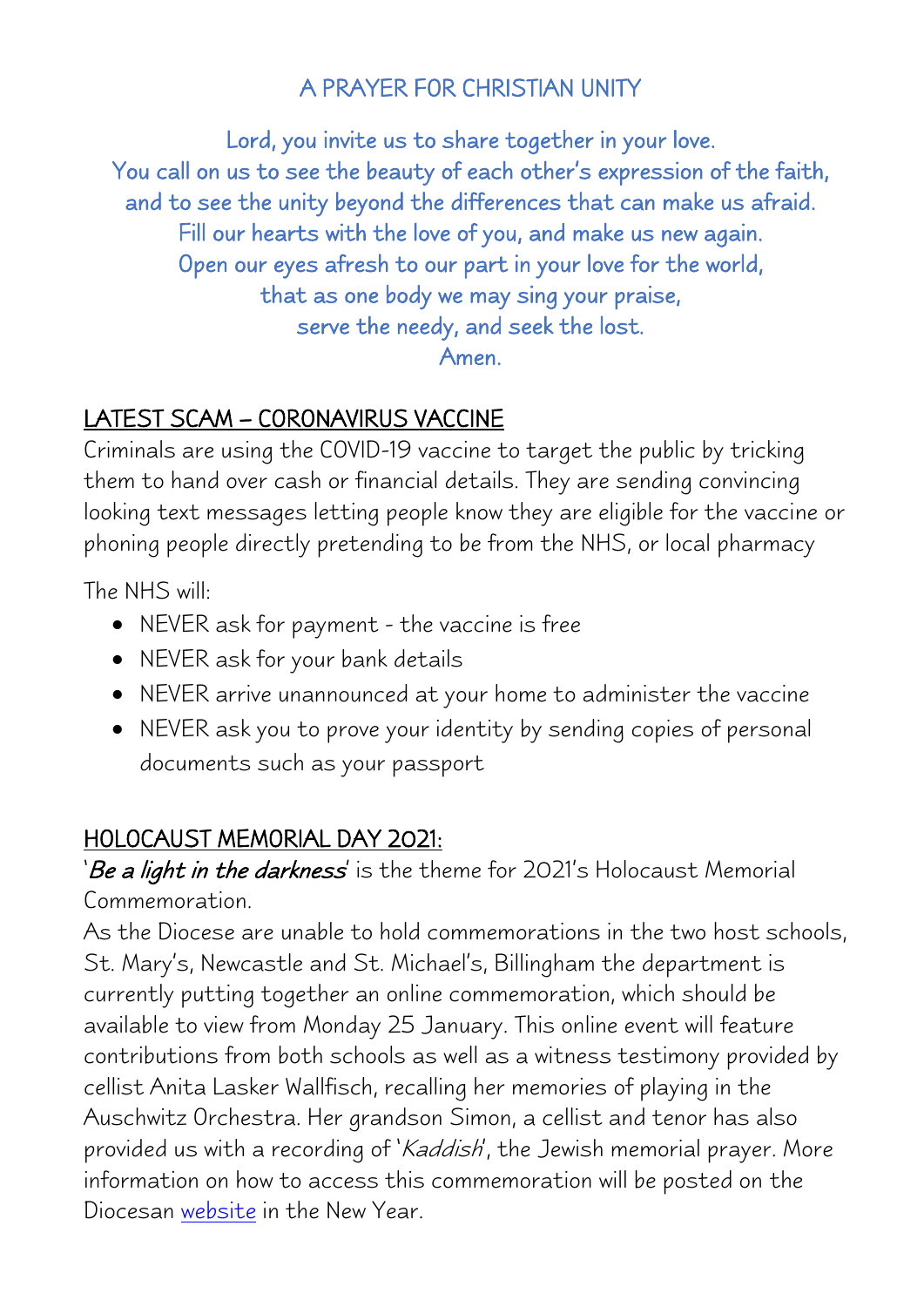## A PRAYER FOR CHRISTIAN UNITY

Lord, you invite us to share together in your love.
You call on us to see the beauty of each other's expression of the faith,
and to see the unity beyond the differences that can make us afraid.
Fill our hearts with the love of you, and make us new again.
Open our eyes afresh to our part in your love for the world,
that as one body we may sing your praise,
serve the needy, and seek the lost.
Amen.

## LATEST SCAM – CORONAVIRUS VACCINE

Criminals are using the COVID-19 vaccine to target the public by tricking them to hand over cash or financial details. They are sending convincing looking text messages letting people know they are eligible for the vaccine or phoning people directly pretending to be from the NHS, or local pharmacy

The NHS will:

- NEVER ask for payment - the vaccine is free
- NEVER ask for your bank details
- NEVER arrive unannounced at your home to administer the vaccine
- NEVER ask you to prove your identity by sending copies of personal documents such as your passport

## HOLOCAUST MEMORIAL DAY 2021:

'***Be a light in the darkness***' is the theme for 2021's Holocaust Memorial Commemoration.

As the Diocese are unable to hold commemorations in the two host schools, St. Mary's, Newcastle and St. Michael's, Billingham the department is currently putting together an online commemoration, which should be available to view from Monday 25 January. This online event will feature contributions from both schools as well as a witness testimony provided by cellist Anita Lasker Wallfisch, recalling her memories of playing in the Auschwitz Orchestra. Her grandson Simon, a cellist and tenor has also provided us with a recording of '*Kaddish*', the Jewish memorial prayer. More information on how to access this commemoration will be posted on the Diocesan website in the New Year.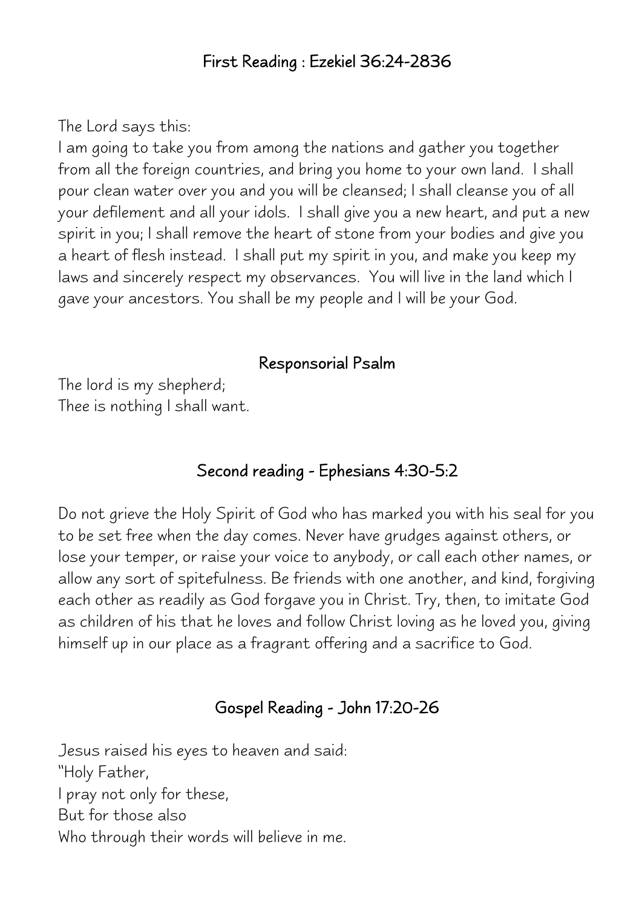## First Reading : Ezekiel 36:24-2836

The Lord says this:
I am going to take you from among the nations and gather you together from all the foreign countries, and bring you home to your own land. I shall pour clean water over you and you will be cleansed; I shall cleanse you of all your defilement and all your idols. I shall give you a new heart, and put a new spirit in you; I shall remove the heart of stone from your bodies and give you a heart of flesh instead. I shall put my spirit in you, and make you keep my laws and sincerely respect my observances. You will live in the land which I gave your ancestors. You shall be my people and I will be your God.

## Responsorial Psalm

The lord is my shepherd;
Thee is nothing I shall want.

## Second reading - Ephesians 4:30-5:2

Do not grieve the Holy Spirit of God who has marked you with his seal for you to be set free when the day comes. Never have grudges against others, or lose your temper, or raise your voice to anybody, or call each other names, or allow any sort of spitefulness. Be friends with one another, and kind, forgiving each other as readily as God forgave you in Christ. Try, then, to imitate God as children of his that he loves and follow Christ loving as he loved you, giving himself up in our place as a fragrant offering and a sacrifice to God.

## Gospel Reading - John 17:20-26

Jesus raised his eyes to heaven and said:
"Holy Father,
I pray not only for these,
But for those also
Who through their words will believe in me.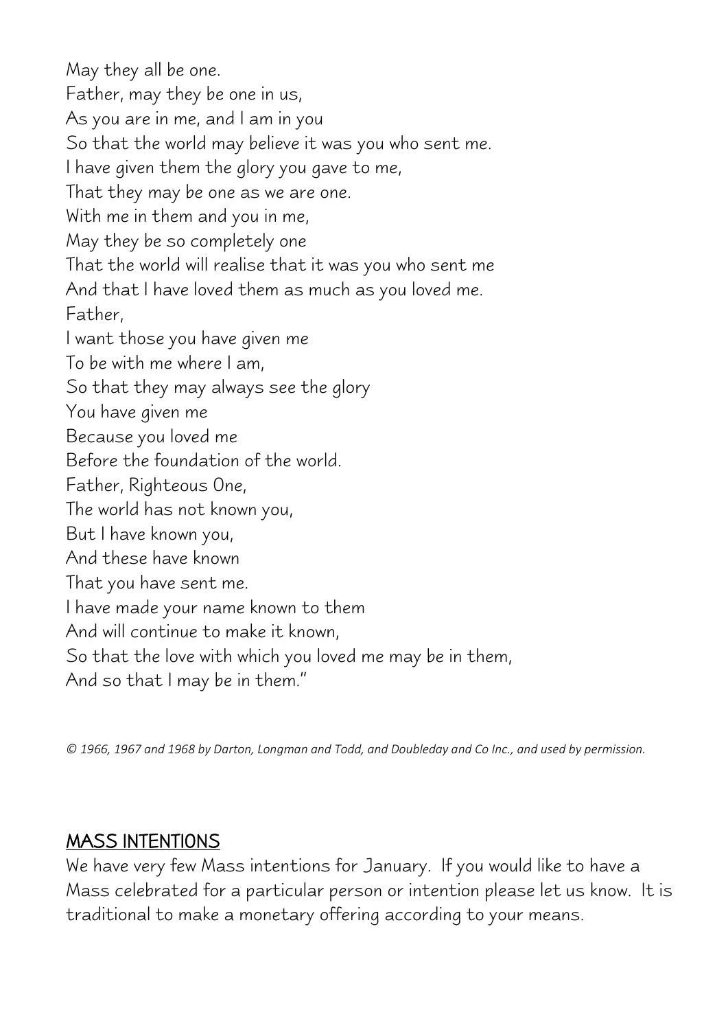May they all be one.
Father, may they be one in us,
As you are in me, and I am in you
So that the world may believe it was you who sent me.
I have given them the glory you gave to me,
That they may be one as we are one.
With me in them and you in me,
May they be so completely one
That the world will realise that it was you who sent me
And that I have loved them as much as you loved me.
Father,
I want those you have given me
To be with me where I am,
So that they may always see the glory
You have given me
Because you loved me
Before the foundation of the world.
Father, Righteous One,
The world has not known you,
But I have known you,
And these have known
That you have sent me.
I have made your name known to them
And will continue to make it known,
So that the love with which you loved me may be in them,
And so that I may be in them."

*© 1966, 1967 and 1968 by Darton, Longman and Todd, and Doubleday and Co Inc., and used by permission.*

## MASS INTENTIONS

We have very few Mass intentions for January. If you would like to have a Mass celebrated for a particular person or intention please let us know. It is traditional to make a monetary offering according to your means.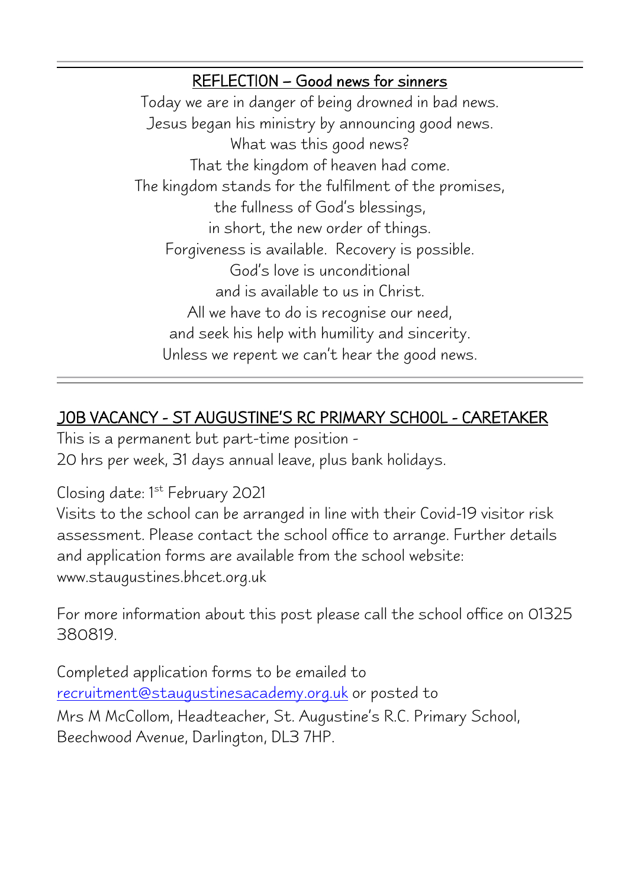## REFLECTION – Good news for sinners

Today we are in danger of being drowned in bad news.
Jesus began his ministry by announcing good news.
What was this good news?
That the kingdom of heaven had come.
The kingdom stands for the fulfilment of the promises,
the fullness of God's blessings,
in short, the new order of things.
Forgiveness is available. Recovery is possible.
God's love is unconditional
and is available to us in Christ.
All we have to do is recognise our need,
and seek his help with humility and sincerity.
Unless we repent we can't hear the good news.

---

## JOB VACANCY - ST AUGUSTINE'S RC PRIMARY SCHOOL - CARETAKER

This is a permanent but part-time position -
20 hrs per week, 31 days annual leave, plus bank holidays.

Closing date: 1st February 2021
Visits to the school can be arranged in line with their Covid-19 visitor risk assessment. Please contact the school office to arrange. Further details and application forms are available from the school website: www.staugustines.bhcet.org.uk

For more information about this post please call the school office on 01325 380819.

Completed application forms to be emailed to recruitment@staugustinesacademy.org.uk or posted to
Mrs M McCollom, Headteacher, St. Augustine's R.C. Primary School, Beechwood Avenue, Darlington, DL3 7HP.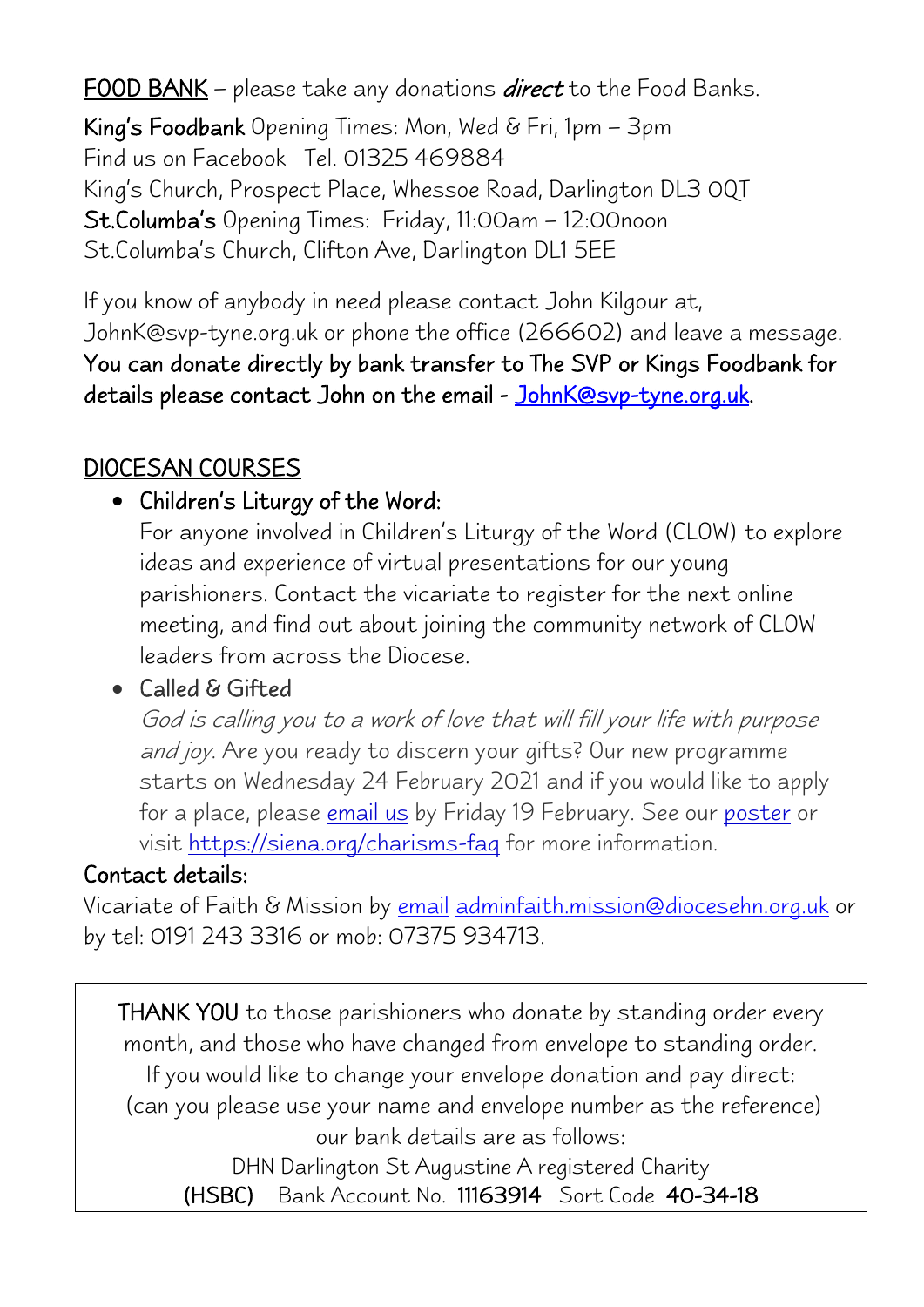**FOOD BANK** – please take any donations *direct* to the Food Banks.

**King's Foodbank** Opening Times: Mon, Wed & Fri, 1pm – 3pm
Find us on Facebook Tel. 01325 469884
King's Church, Prospect Place, Whessoe Road, Darlington DL3 0QT
**St.Columba's** Opening Times: Friday, 11:00am – 12:00noon
St.Columba's Church, Clifton Ave, Darlington DL1 5EE

If you know of anybody in need please contact John Kilgour at, JohnK@svp-tyne.org.uk or phone the office (266602) and leave a message.
**You can donate directly by bank transfer to The SVP or Kings Foodbank for details please contact John on the email - JohnK@svp-tyne.org.uk.**

## DIOCESAN COURSES

- **Children's Liturgy of the Word:**
  For anyone involved in Children's Liturgy of the Word (CLOW) to explore ideas and experience of virtual presentations for our young parishioners. Contact the vicariate to register for the next online meeting, and find out about joining the community network of CLOW leaders from across the Diocese.
- **Called & Gifted**
  *God is calling you to a work of love that will fill your life with purpose and joy*. Are you ready to discern your gifts? Our new programme starts on Wednesday 24 February 2021 and if you would like to apply for a place, please email us by Friday 19 February. See our poster or visit https://siena.org/charisms-faq for more information.

**Contact details:**
Vicariate of Faith & Mission by email adminfaith.mission@diocesehn.org.uk or by tel: 0191 243 3316 or mob: 07375 934713.

**THANK YOU** to those parishioners who donate by standing order every month, and those who have changed from envelope to standing order.
If you would like to change your envelope donation and pay direct:
(can you please use your name and envelope number as the reference)
our bank details are as follows:
DHN Darlington St Augustine A registered Charity
**(HSBC)** Bank Account No. **11163914** Sort Code **40-34-18**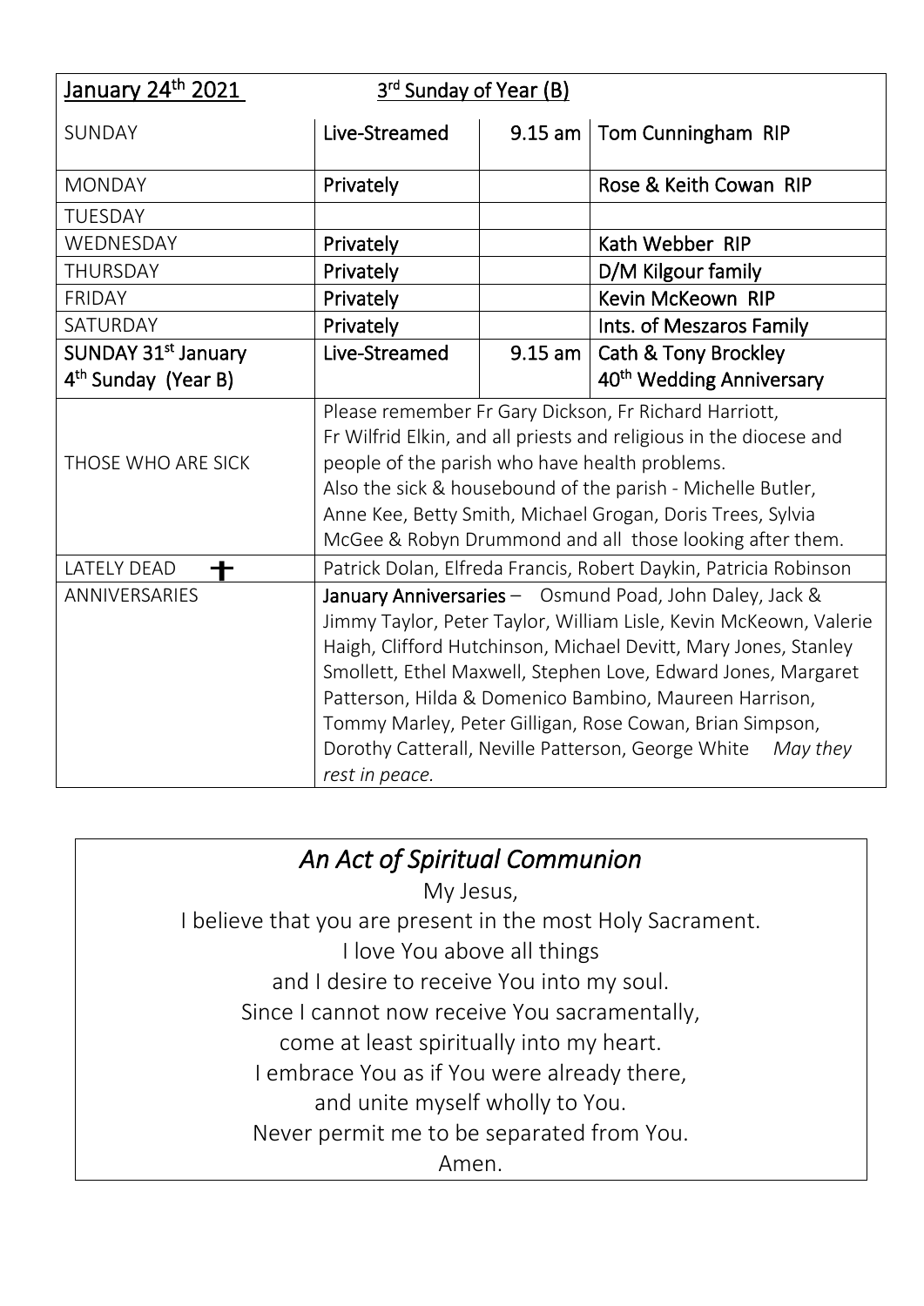| January 24th 2021 | 3rd Sunday of Year (B) | | |
|---|---|---|---|
| SUNDAY | Live-Streamed | 9.15 am | Tom Cunningham RIP |
| MONDAY | Privately | | Rose & Keith Cowan RIP |
| TUESDAY | | | |
| WEDNESDAY | Privately | | Kath Webber RIP |
| THURSDAY | Privately | | D/M Kilgour family |
| FRIDAY | Privately | | Kevin McKeown RIP |
| SATURDAY | Privately | | Ints. of Meszaros Family |
| SUNDAY 31st January 4th Sunday (Year B) | Live-Streamed | 9.15 am | Cath & Tony Brockley 40th Wedding Anniversary |
| THOSE WHO ARE SICK | Please remember Fr Gary Dickson, Fr Richard Harriott, Fr Wilfrid Elkin, and all priests and religious in the diocese and people of the parish who have health problems. Also the sick & housebound of the parish - Michelle Butler, Anne Kee, Betty Smith, Michael Grogan, Doris Trees, Sylvia McGee & Robyn Drummond and all those looking after them. | | |
| LATELY DEAD ✝ | Patrick Dolan, Elfreda Francis, Robert Daykin, Patricia Robinson | | |
| ANNIVERSARIES | **January Anniversaries** – Osmund Poad, John Daley, Jack & Jimmy Taylor, Peter Taylor, William Lisle, Kevin McKeown, Valerie Haigh, Clifford Hutchinson, Michael Devitt, Mary Jones, Stanley Smollett, Ethel Maxwell, Stephen Love, Edward Jones, Margaret Patterson, Hilda & Domenico Bambino, Maureen Harrison, Tommy Marley, Peter Gilligan, Rose Cowan, Brian Simpson, Dorothy Catterall, Neville Patterson, George White *May they rest in peace.* | | |

## *An Act of Spiritual Communion*

My Jesus,
I believe that you are present in the most Holy Sacrament.
I love You above all things
and I desire to receive You into my soul.
Since I cannot now receive You sacramentally,
come at least spiritually into my heart.
I embrace You as if You were already there,
and unite myself wholly to You.
Never permit me to be separated from You.
Amen.